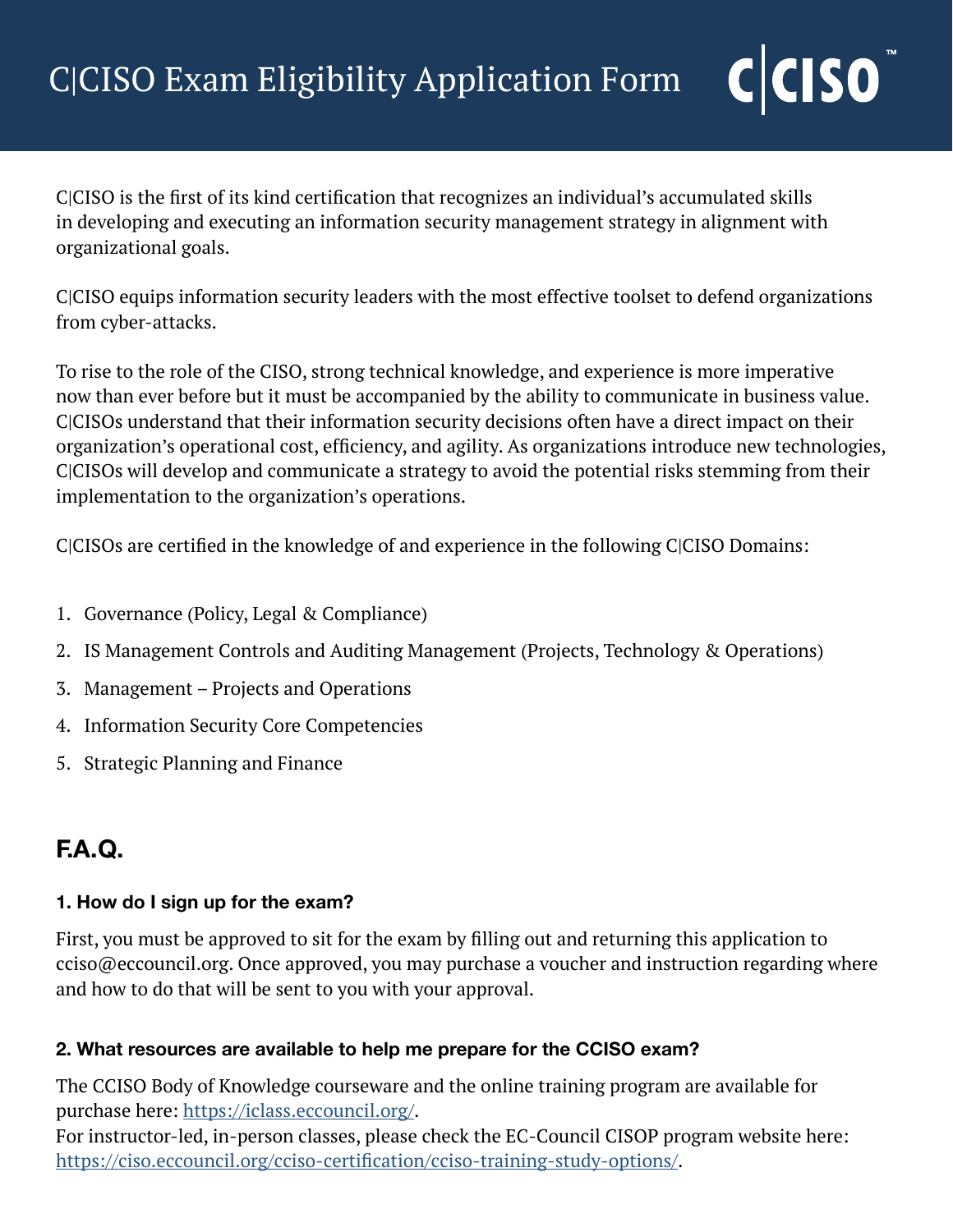# C|CISO Exam Eligibility Application Form

C|CISO is the first of its kind certification that recognizes an individual's accumulated skills in developing and executing an information security management strategy in alignment with organizational goals.

C|CISO equips information security leaders with the most effective toolset to defend organizations from cyber-attacks.

To rise to the role of the CISO, strong technical knowledge, and experience is more imperative now than ever before but it must be accompanied by the ability to communicate in business value. C|CISOs understand that their information security decisions often have a direct impact on their organization's operational cost, efficiency, and agility. As organizations introduce new technologies, C|CISOs will develop and communicate a strategy to avoid the potential risks stemming from their implementation to the organization's operations.

C|CISOs are certified in the knowledge of and experience in the following C|CISO Domains:

1. Governance (Policy, Legal & Compliance)
2. IS Management Controls and Auditing Management (Projects, Technology & Operations)
3. Management – Projects and Operations
4. Information Security Core Competencies
5. Strategic Planning and Finance

## F.A.Q.

### 1. How do I sign up for the exam?

First, you must be approved to sit for the exam by filling out and returning this application to cciso@eccouncil.org. Once approved, you may purchase a voucher and instruction regarding where and how to do that will be sent to you with your approval.

### 2. What resources are available to help me prepare for the CCISO exam?

The CCISO Body of Knowledge courseware and the online training program are available for purchase here: [https://iclass.eccouncil.org/](https://iclass.eccouncil.org/).
For instructor-led, in-person classes, please check the EC-Council CISOP program website here: [https://ciso.eccouncil.org/cciso-certification/cciso-training-study-options/](https://ciso.eccouncil.org/cciso-certification/cciso-training-study-options/).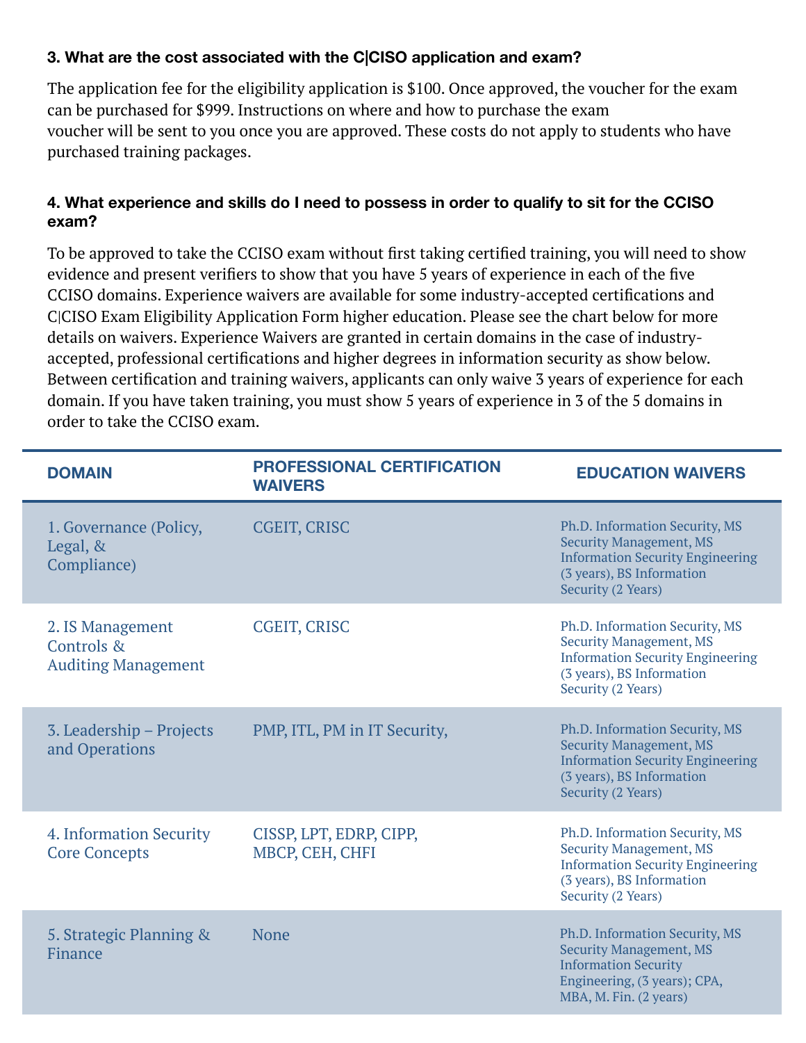### 3. What are the cost associated with the C|CISO application and exam?

The application fee for the eligibility application is $100. Once approved, the voucher for the exam can be purchased for $999. Instructions on where and how to purchase the exam voucher will be sent to you once you are approved. These costs do not apply to students who have purchased training packages.

### 4. What experience and skills do I need to possess in order to qualify to sit for the CCISO exam?

To be approved to take the CCISO exam without first taking certified training, you will need to show evidence and present verifiers to show that you have 5 years of experience in each of the five CCISO domains. Experience waivers are available for some industry-accepted certifications and C|CISO Exam Eligibility Application Form higher education. Please see the chart below for more details on waivers. Experience Waivers are granted in certain domains in the case of industry-accepted, professional certifications and higher degrees in information security as show below. Between certification and training waivers, applicants can only waive 3 years of experience for each domain. If you have taken training, you must show 5 years of experience in 3 of the 5 domains in order to take the CCISO exam.

| DOMAIN | PROFESSIONAL CERTIFICATION WAIVERS | EDUCATION WAIVERS |
|---|---|---|
| 1. Governance (Policy, Legal, & Compliance) | CGEIT, CRISC | Ph.D. Information Security, MS Security Management, MS Information Security Engineering (3 years), BS Information Security (2 Years) |
| 2. IS Management Controls & Auditing Management | CGEIT, CRISC | Ph.D. Information Security, MS Security Management, MS Information Security Engineering (3 years), BS Information Security (2 Years) |
| 3. Leadership – Projects and Operations | PMP, ITL, PM in IT Security, | Ph.D. Information Security, MS Security Management, MS Information Security Engineering (3 years), BS Information Security (2 Years) |
| 4. Information Security Core Concepts | CISSP, LPT, EDRP, CIPP, MBCP, CEH, CHFI | Ph.D. Information Security, MS Security Management, MS Information Security Engineering (3 years), BS Information Security (2 Years) |
| 5. Strategic Planning & Finance | None | Ph.D. Information Security, MS Security Management, MS Information Security Engineering, (3 years); CPA, MBA, M. Fin. (2 years) |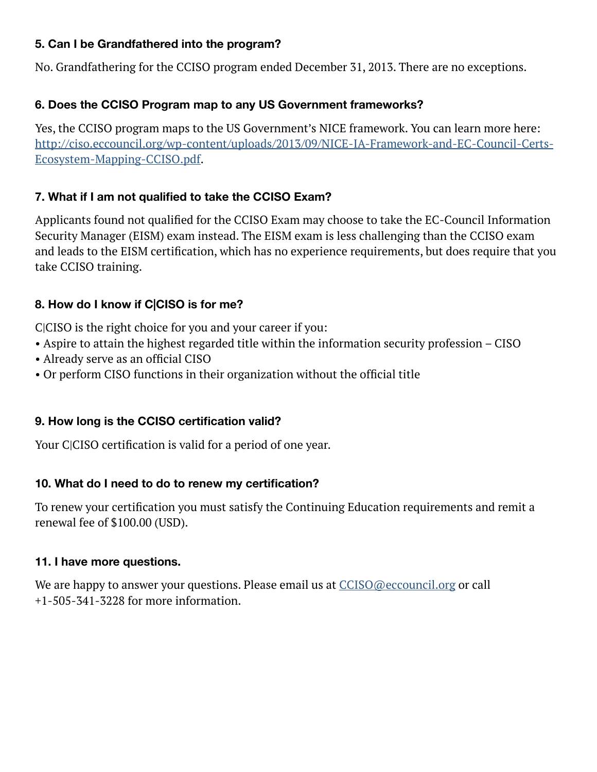### 5. Can I be Grandfathered into the program?

No. Grandfathering for the CCISO program ended December 31, 2013. There are no exceptions.

### 6. Does the CCISO Program map to any US Government frameworks?

Yes, the CCISO program maps to the US Government's NICE framework. You can learn more here: [http://ciso.eccouncil.org/wp-content/uploads/2013/09/NICE-IA-Framework-and-EC-Council-Certs-Ecosystem-Mapping-CCISO.pdf](http://ciso.eccouncil.org/wp-content/uploads/2013/09/NICE-IA-Framework-and-EC-Council-Certs-Ecosystem-Mapping-CCISO.pdf).

### 7. What if I am not qualified to take the CCISO Exam?

Applicants found not qualified for the CCISO Exam may choose to take the EC-Council Information Security Manager (EISM) exam instead. The EISM exam is less challenging than the CCISO exam and leads to the EISM certification, which has no experience requirements, but does require that you take CCISO training.

### 8. How do I know if C|CISO is for me?

C|CISO is the right choice for you and your career if you:

- Aspire to attain the highest regarded title within the information security profession – CISO
- Already serve as an official CISO
- Or perform CISO functions in their organization without the official title

### 9. How long is the CCISO certification valid?

Your C|CISO certification is valid for a period of one year.

### 10. What do I need to do to renew my certification?

To renew your certification you must satisfy the Continuing Education requirements and remit a renewal fee of $100.00 (USD).

### 11. I have more questions.

We are happy to answer your questions. Please email us at [CCISO@eccouncil.org](mailto:CCISO@eccouncil.org) or call +1-505-341-3228 for more information.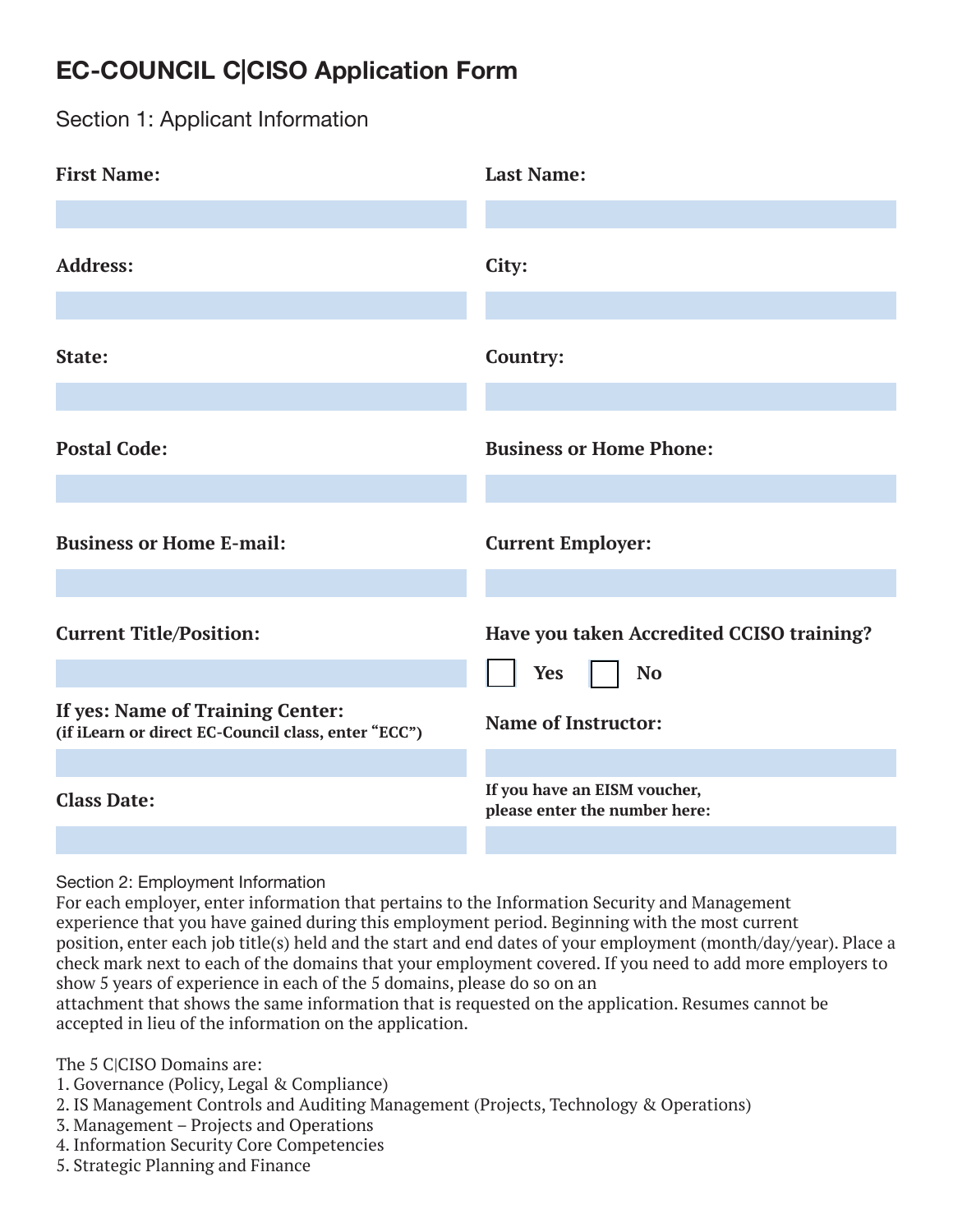# EC-COUNCIL C|CISO Application Form

## Section 1: Applicant Information

**First Name:**

**Last Name:**

**Address:**

**City:**

**State:**

**Country:**

**Postal Code:**

**Business or Home Phone:**

**Business or Home E-mail:**

**Current Employer:**

**Current Title/Position:**

**Have you taken Accredited CCISO training?**

☐ **Yes** ☐ **No**

**If yes: Name of Training Center:**
**(if iLearn or direct EC-Council class, enter "ECC")**

**Name of Instructor:**

**Class Date:**

**If you have an EISM voucher, please enter the number here:**

## Section 2: Employment Information

For each employer, enter information that pertains to the Information Security and Management experience that you have gained during this employment period. Beginning with the most current position, enter each job title(s) held and the start and end dates of your employment (month/day/year). Place a check mark next to each of the domains that your employment covered. If you need to add more employers to show 5 years of experience in each of the 5 domains, please do so on an attachment that shows the same information that is requested on the application. Resumes cannot be accepted in lieu of the information on the application.

The 5 C|CISO Domains are:

1. Governance (Policy, Legal & Compliance)
2. IS Management Controls and Auditing Management (Projects, Technology & Operations)
3. Management – Projects and Operations
4. Information Security Core Competencies
5. Strategic Planning and Finance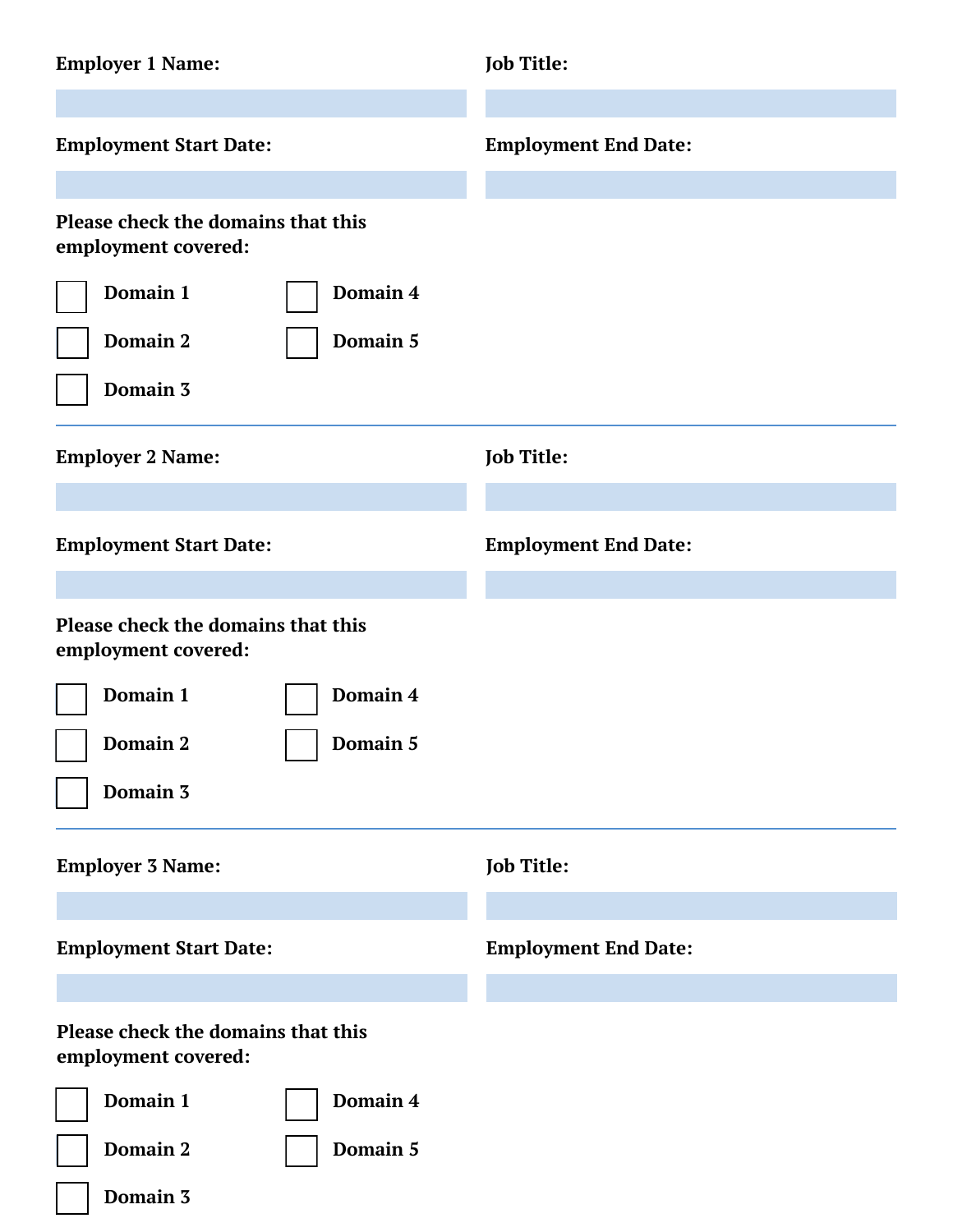**Employer 1 Name:**

**Job Title:**

**Employment Start Date:**

**Employment End Date:**

**Please check the domains that this employment covered:**

- [ ] Domain 1
- [ ] Domain 2
- [ ] Domain 3
- [ ] Domain 4
- [ ] Domain 5

---

**Employer 2 Name:**

**Job Title:**

**Employment Start Date:**

**Employment End Date:**

**Please check the domains that this employment covered:**

- [ ] Domain 1
- [ ] Domain 2
- [ ] Domain 3
- [ ] Domain 4
- [ ] Domain 5

---

**Employer 3 Name:**

**Job Title:**

**Employment Start Date:**

**Employment End Date:**

**Please check the domains that this employment covered:**

- [ ] Domain 1
- [ ] Domain 2
- [ ] Domain 3
- [ ] Domain 4
- [ ] Domain 5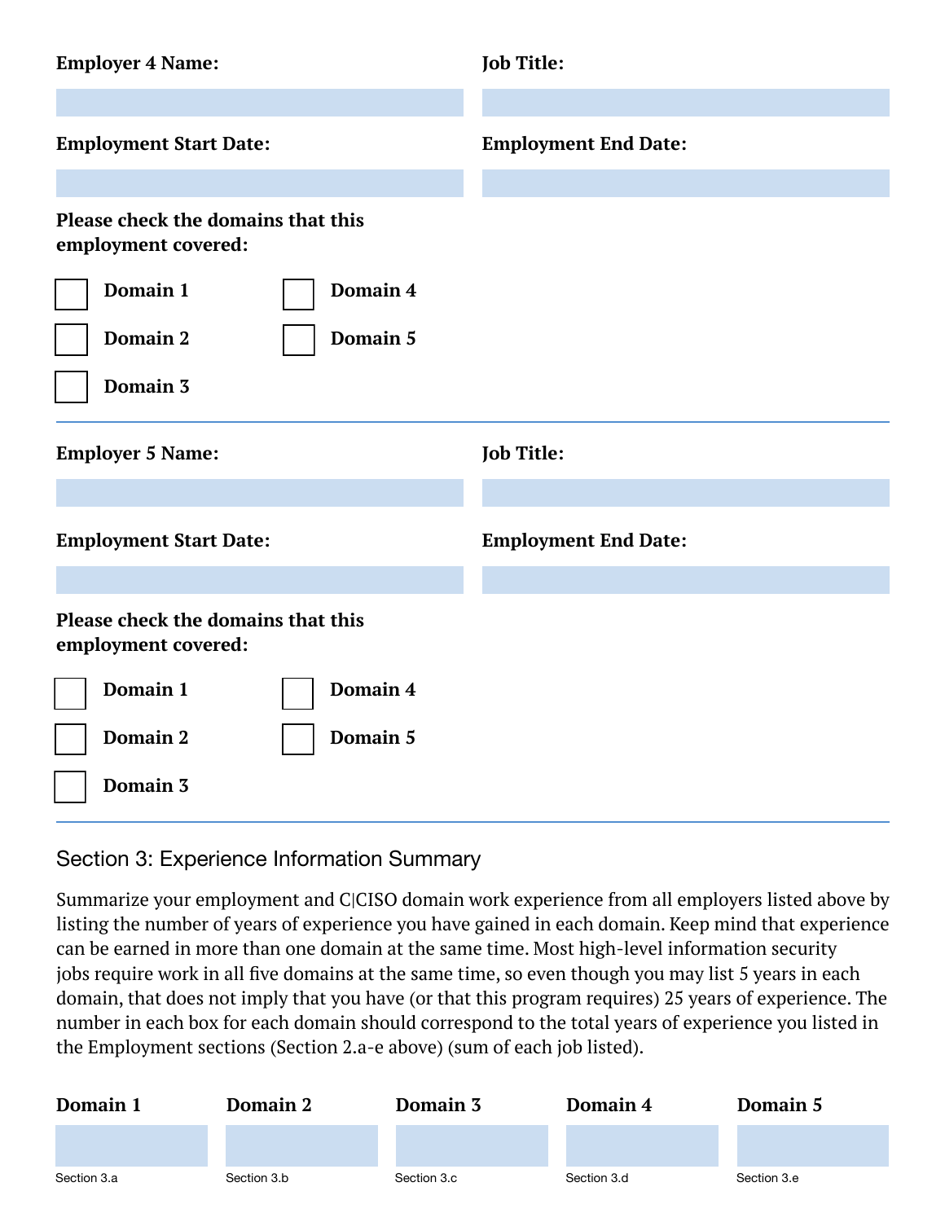**Employer 4 Name:**

**Job Title:**

**Employment Start Date:**

**Employment End Date:**

**Please check the domains that this employment covered:**

- [ ] **Domain 1**
- [ ] **Domain 2**
- [ ] **Domain 3**
- [ ] **Domain 4**
- [ ] **Domain 5**

---

**Employer 5 Name:**

**Job Title:**

**Employment Start Date:**

**Employment End Date:**

**Please check the domains that this employment covered:**

- [ ] **Domain 1**
- [ ] **Domain 2**
- [ ] **Domain 3**
- [ ] **Domain 4**
- [ ] **Domain 5**

---

## Section 3: Experience Information Summary

Summarize your employment and C|CISO domain work experience from all employers listed above by listing the number of years of experience you have gained in each domain. Keep mind that experience can be earned in more than one domain at the same time. Most high-level information security jobs require work in all five domains at the same time, so even though you may list 5 years in each domain, that does not imply that you have (or that this program requires) 25 years of experience. The number in each box for each domain should correspond to the total years of experience you listed in the Employment sections (Section 2.a-e above) (sum of each job listed).

| **Domain 1** | **Domain 2** | **Domain 3** | **Domain 4** | **Domain 5** |
|---|---|---|---|---|
| | | | | |
| Section 3.a | Section 3.b | Section 3.c | Section 3.d | Section 3.e |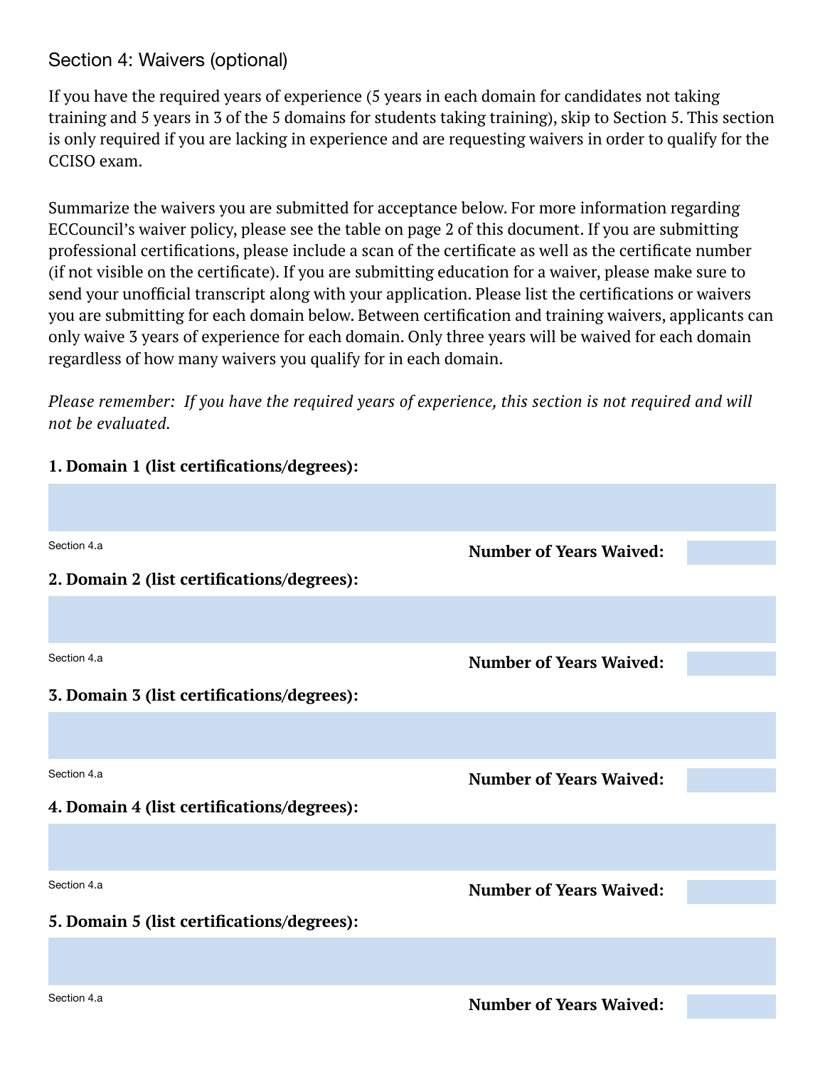## Section 4: Waivers (optional)

If you have the required years of experience (5 years in each domain for candidates not taking training and 5 years in 3 of the 5 domains for students taking training), skip to Section 5. This section is only required if you are lacking in experience and are requesting waivers in order to qualify for the CCISO exam.

Summarize the waivers you are submitted for acceptance below. For more information regarding ECCouncil's waiver policy, please see the table on page 2 of this document. If you are submitting professional certifications, please include a scan of the certificate as well as the certificate number (if not visible on the certificate). If you are submitting education for a waiver, please make sure to send your unofficial transcript along with your application. Please list the certifications or waivers you are submitting for each domain below. Between certification and training waivers, applicants can only waive 3 years of experience for each domain. Only three years will be waived for each domain regardless of how many waivers you qualify for in each domain.

*Please remember: If you have the required years of experience, this section is not required and will not be evaluated.*

**1. Domain 1 (list certifications/degrees):**

Section 4.a

**Number of Years Waived:**

**2. Domain 2 (list certifications/degrees):**

Section 4.a

**Number of Years Waived:**

**3. Domain 3 (list certifications/degrees):**

Section 4.a

**Number of Years Waived:**

**4. Domain 4 (list certifications/degrees):**

Section 4.a

**Number of Years Waived:**

**5. Domain 5 (list certifications/degrees):**

Section 4.a

**Number of Years Waived:**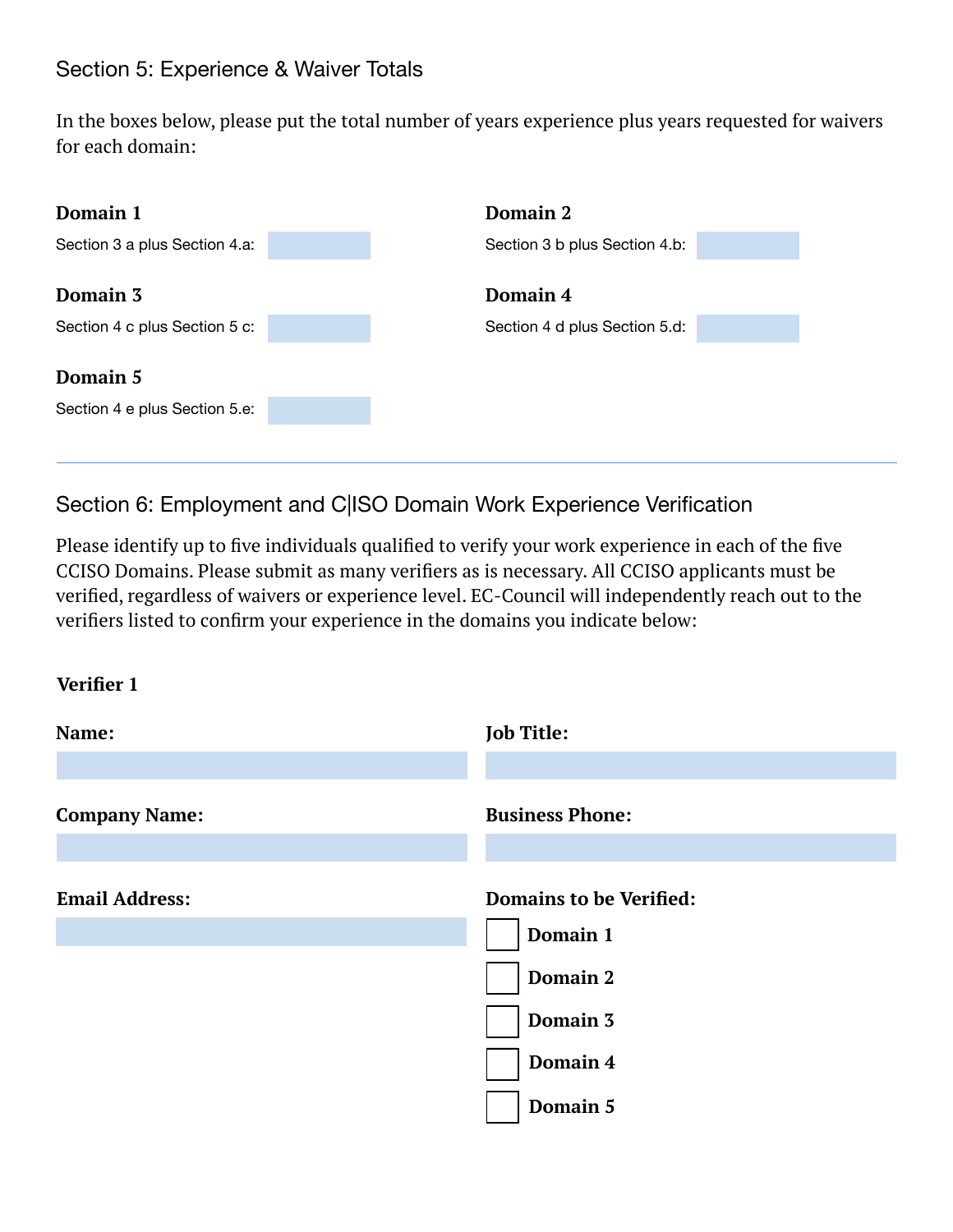## Section 5: Experience & Waiver Totals

In the boxes below, please put the total number of years experience plus years requested for waivers for each domain:

**Domain 1**

Section 3 a plus Section 4.a:

**Domain 2**

Section 3 b plus Section 4.b:

**Domain 3**

Section 4 c plus Section 5 c:

**Domain 4**

Section 4 d plus Section 5.d:

**Domain 5**

Section 4 e plus Section 5.e:

---

## Section 6: Employment and C|ISO Domain Work Experience Verification

Please identify up to five individuals qualified to verify your work experience in each of the five CCISO Domains. Please submit as many verifiers as is necessary. All CCISO applicants must be verified, regardless of waivers or experience level. EC-Council will independently reach out to the verifiers listed to confirm your experience in the domains you indicate below:

**Verifier 1**

**Name:**

**Job Title:**

**Company Name:**

**Business Phone:**

**Email Address:**

**Domains to be Verified:**

- [ ] **Domain 1**
- [ ] **Domain 2**
- [ ] **Domain 3**
- [ ] **Domain 4**
- [ ] **Domain 5**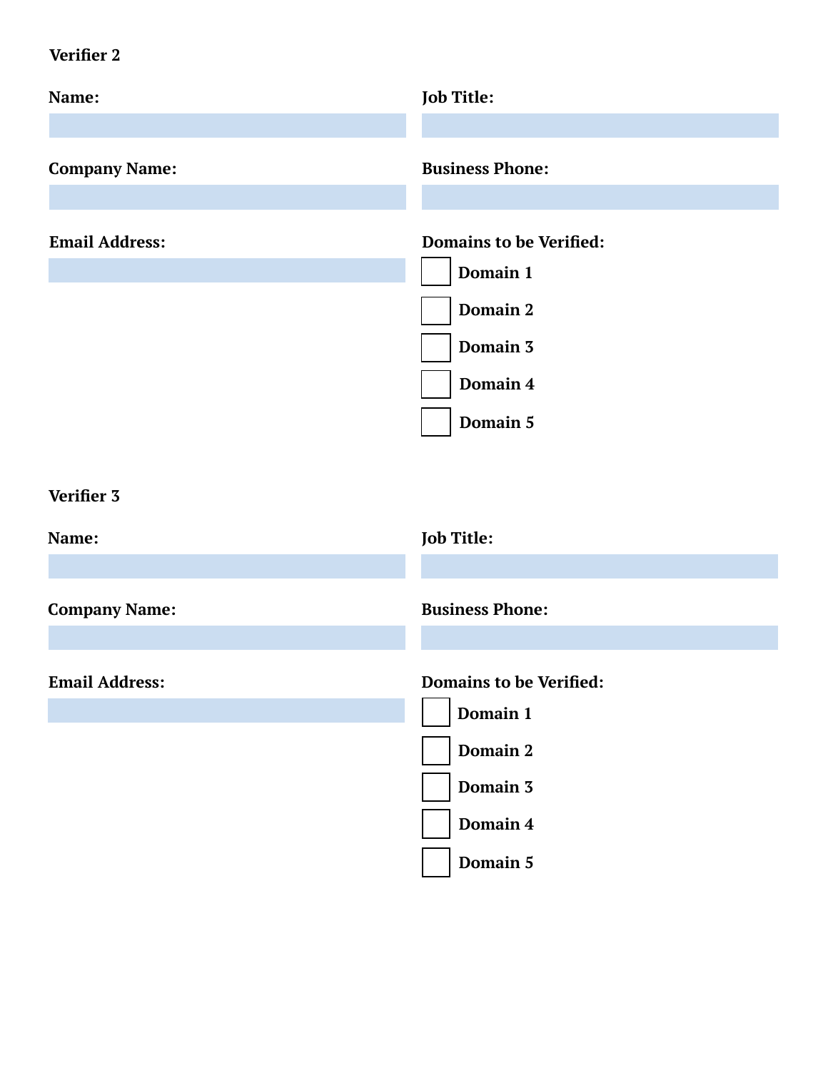**Verifier 2**

**Name:**

**Job Title:**

**Company Name:**

**Business Phone:**

**Email Address:**

**Domains to be Verified:**

- [ ] **Domain 1**
- [ ] **Domain 2**
- [ ] **Domain 3**
- [ ] **Domain 4**
- [ ] **Domain 5**

**Verifier 3**

**Name:**

**Job Title:**

**Company Name:**

**Business Phone:**

**Email Address:**

**Domains to be Verified:**

- [ ] **Domain 1**
- [ ] **Domain 2**
- [ ] **Domain 3**
- [ ] **Domain 4**
- [ ] **Domain 5**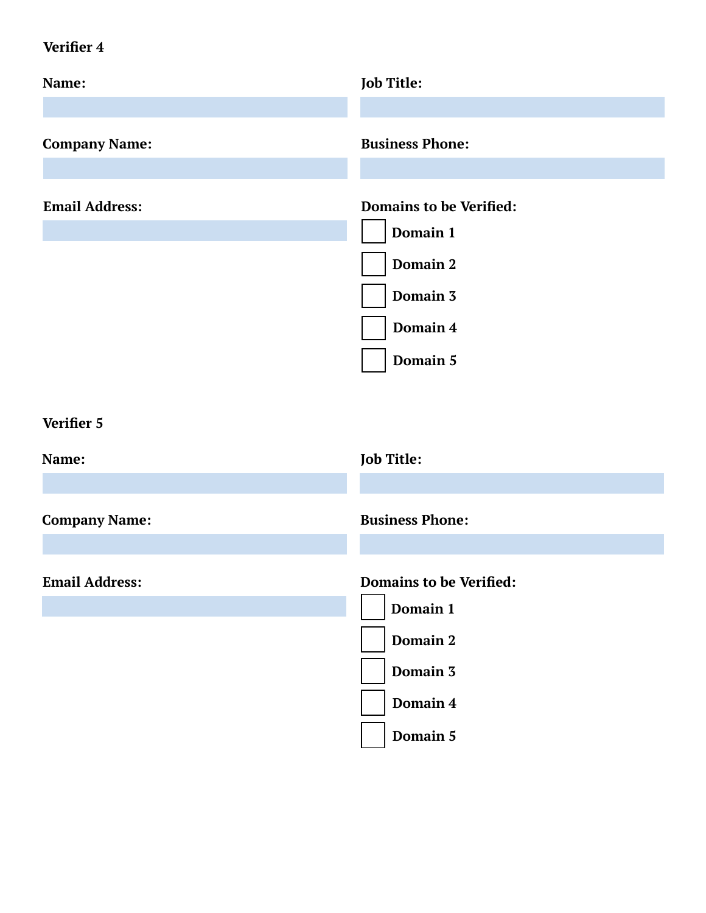**Verifier 4**

**Name:**

**Job Title:**

**Company Name:**

**Business Phone:**

**Email Address:**

**Domains to be Verified:**

- [ ] **Domain 1**
- [ ] **Domain 2**
- [ ] **Domain 3**
- [ ] **Domain 4**
- [ ] **Domain 5**

**Verifier 5**

**Name:**

**Job Title:**

**Company Name:**

**Business Phone:**

**Email Address:**

**Domains to be Verified:**

- [ ] **Domain 1**
- [ ] **Domain 2**
- [ ] **Domain 3**
- [ ] **Domain 4**
- [ ] **Domain 5**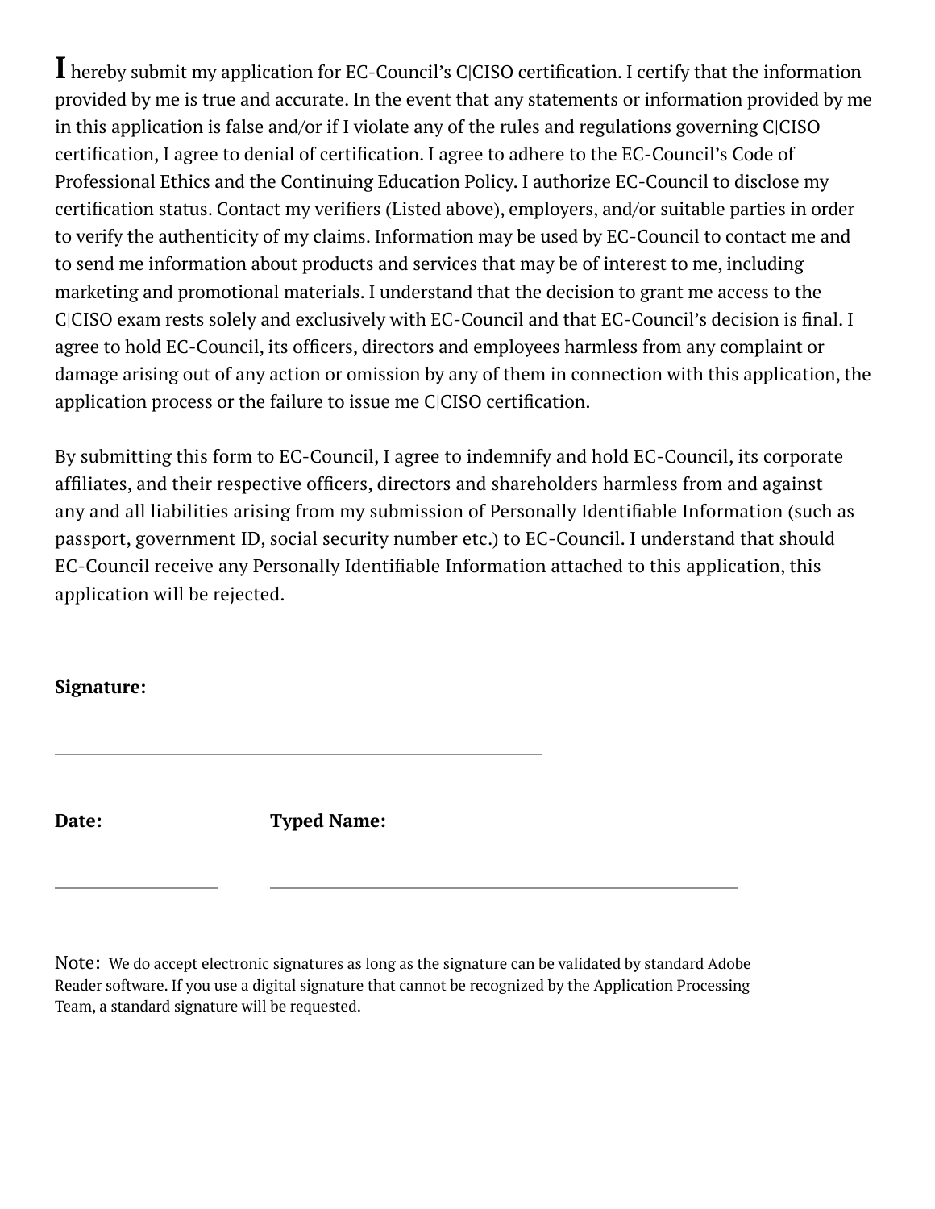I hereby submit my application for EC-Council's C|CISO certification. I certify that the information provided by me is true and accurate. In the event that any statements or information provided by me in this application is false and/or if I violate any of the rules and regulations governing C|CISO certification, I agree to denial of certification. I agree to adhere to the EC-Council's Code of Professional Ethics and the Continuing Education Policy. I authorize EC-Council to disclose my certification status. Contact my verifiers (Listed above), employers, and/or suitable parties in order to verify the authenticity of my claims. Information may be used by EC-Council to contact me and to send me information about products and services that may be of interest to me, including marketing and promotional materials. I understand that the decision to grant me access to the C|CISO exam rests solely and exclusively with EC-Council and that EC-Council's decision is final. I agree to hold EC-Council, its officers, directors and employees harmless from any complaint or damage arising out of any action or omission by any of them in connection with this application, the application process or the failure to issue me C|CISO certification.

By submitting this form to EC-Council, I agree to indemnify and hold EC-Council, its corporate affiliates, and their respective officers, directors and shareholders harmless from and against any and all liabilities arising from my submission of Personally Identifiable Information (such as passport, government ID, social security number etc.) to EC-Council. I understand that should EC-Council receive any Personally Identifiable Information attached to this application, this application will be rejected.

**Signature:**

______________________________

**Date:** ______________ **Typed Name:** ______________________________

Note: We do accept electronic signatures as long as the signature can be validated by standard Adobe Reader software. If you use a digital signature that cannot be recognized by the Application Processing Team, a standard signature will be requested.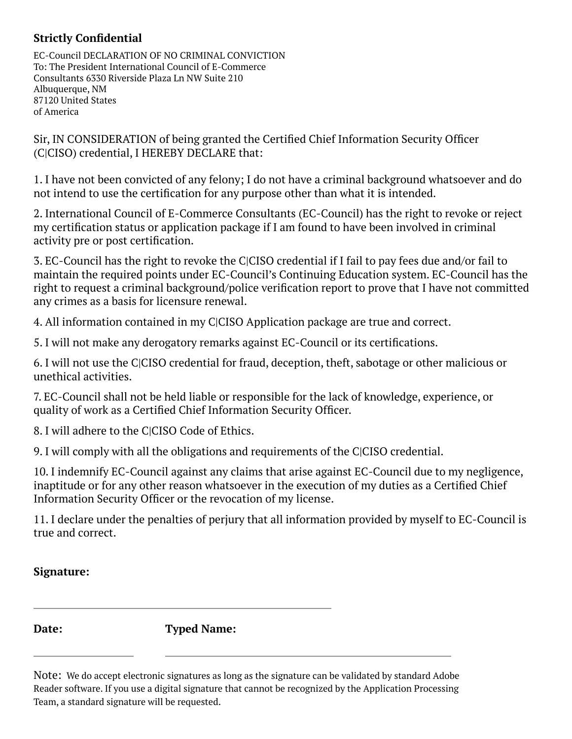**Strictly Confidential**

EC-Council DECLARATION OF NO CRIMINAL CONVICTION
To: The President International Council of E-Commerce
Consultants 6330 Riverside Plaza Ln NW Suite 210
Albuquerque, NM
87120 United States
of America

Sir, IN CONSIDERATION of being granted the Certified Chief Information Security Officer (C|CISO) credential, I HEREBY DECLARE that:

1. I have not been convicted of any felony; I do not have a criminal background whatsoever and do not intend to use the certification for any purpose other than what it is intended.

2. International Council of E-Commerce Consultants (EC-Council) has the right to revoke or reject my certification status or application package if I am found to have been involved in criminal activity pre or post certification.

3. EC-Council has the right to revoke the C|CISO credential if I fail to pay fees due and/or fail to maintain the required points under EC-Council's Continuing Education system. EC-Council has the right to request a criminal background/police verification report to prove that I have not committed any crimes as a basis for licensure renewal.

4. All information contained in my C|CISO Application package are true and correct.

5. I will not make any derogatory remarks against EC-Council or its certifications.

6. I will not use the C|CISO credential for fraud, deception, theft, sabotage or other malicious or unethical activities.

7. EC-Council shall not be held liable or responsible for the lack of knowledge, experience, or quality of work as a Certified Chief Information Security Officer.

8. I will adhere to the C|CISO Code of Ethics.

9. I will comply with all the obligations and requirements of the C|CISO credential.

10. I indemnify EC-Council against any claims that arise against EC-Council due to my negligence, inaptitude or for any other reason whatsoever in the execution of my duties as a Certified Chief Information Security Officer or the revocation of my license.

11. I declare under the penalties of perjury that all information provided by myself to EC-Council is true and correct.

**Signature:**

______________________________________________

**Date:** ____________________ **Typed Name:** ______________________________________________

Note: We do accept electronic signatures as long as the signature can be validated by standard Adobe Reader software. If you use a digital signature that cannot be recognized by the Application Processing Team, a standard signature will be requested.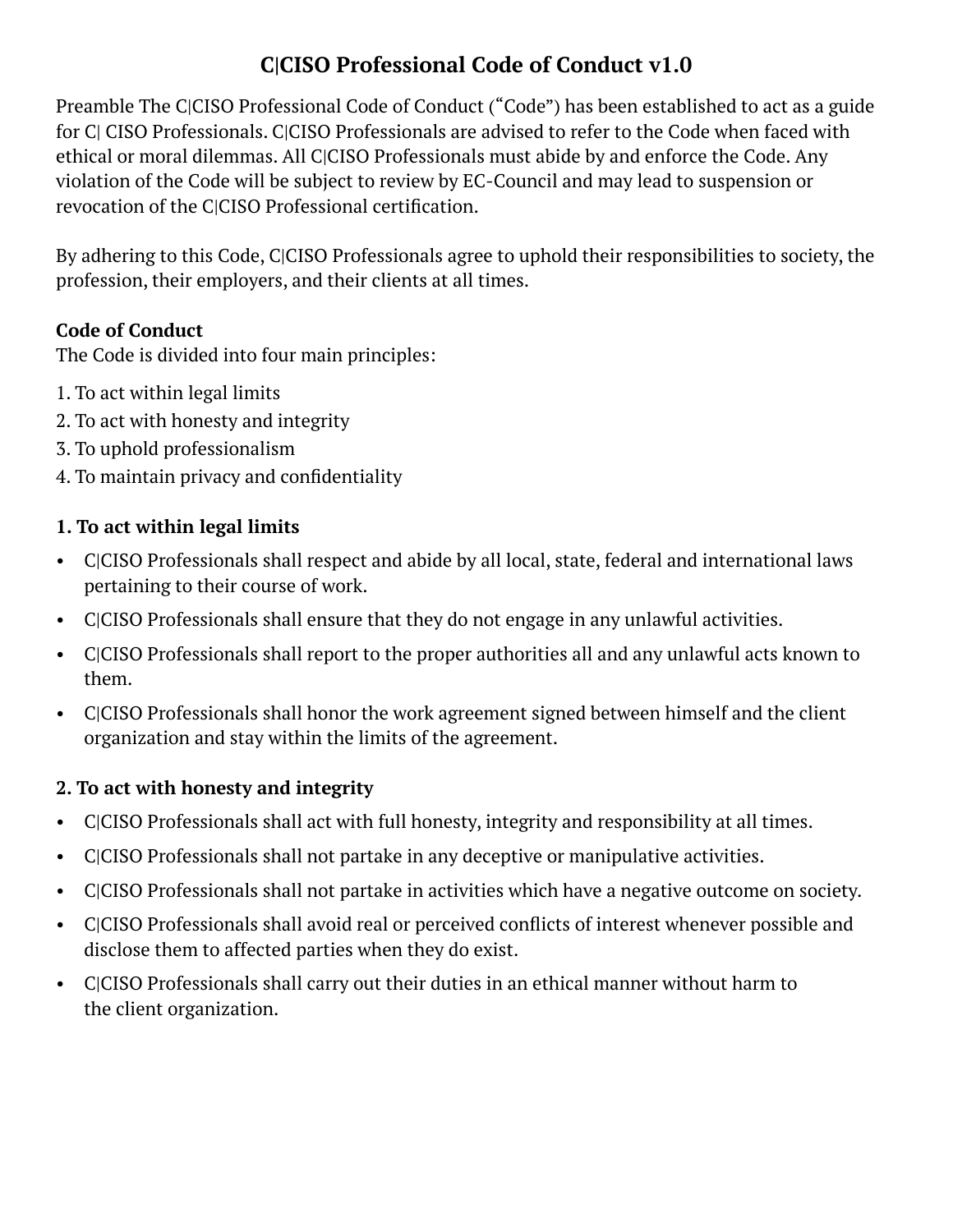# C|CISO Professional Code of Conduct v1.0

Preamble The C|CISO Professional Code of Conduct (“Code”) has been established to act as a guide for C| CISO Professionals. C|CISO Professionals are advised to refer to the Code when faced with ethical or moral dilemmas. All C|CISO Professionals must abide by and enforce the Code. Any violation of the Code will be subject to review by EC-Council and may lead to suspension or revocation of the C|CISO Professional certification.

By adhering to this Code, C|CISO Professionals agree to uphold their responsibilities to society, the profession, their employers, and their clients at all times.

**Code of Conduct**

The Code is divided into four main principles:

1. To act within legal limits
2. To act with honesty and integrity
3. To uphold professionalism
4. To maintain privacy and confidentiality

### 1. To act within legal limits

- C|CISO Professionals shall respect and abide by all local, state, federal and international laws pertaining to their course of work.
- C|CISO Professionals shall ensure that they do not engage in any unlawful activities.
- C|CISO Professionals shall report to the proper authorities all and any unlawful acts known to them.
- C|CISO Professionals shall honor the work agreement signed between himself and the client organization and stay within the limits of the agreement.

### 2. To act with honesty and integrity

- C|CISO Professionals shall act with full honesty, integrity and responsibility at all times.
- C|CISO Professionals shall not partake in any deceptive or manipulative activities.
- C|CISO Professionals shall not partake in activities which have a negative outcome on society.
- C|CISO Professionals shall avoid real or perceived conflicts of interest whenever possible and disclose them to affected parties when they do exist.
- C|CISO Professionals shall carry out their duties in an ethical manner without harm to the client organization.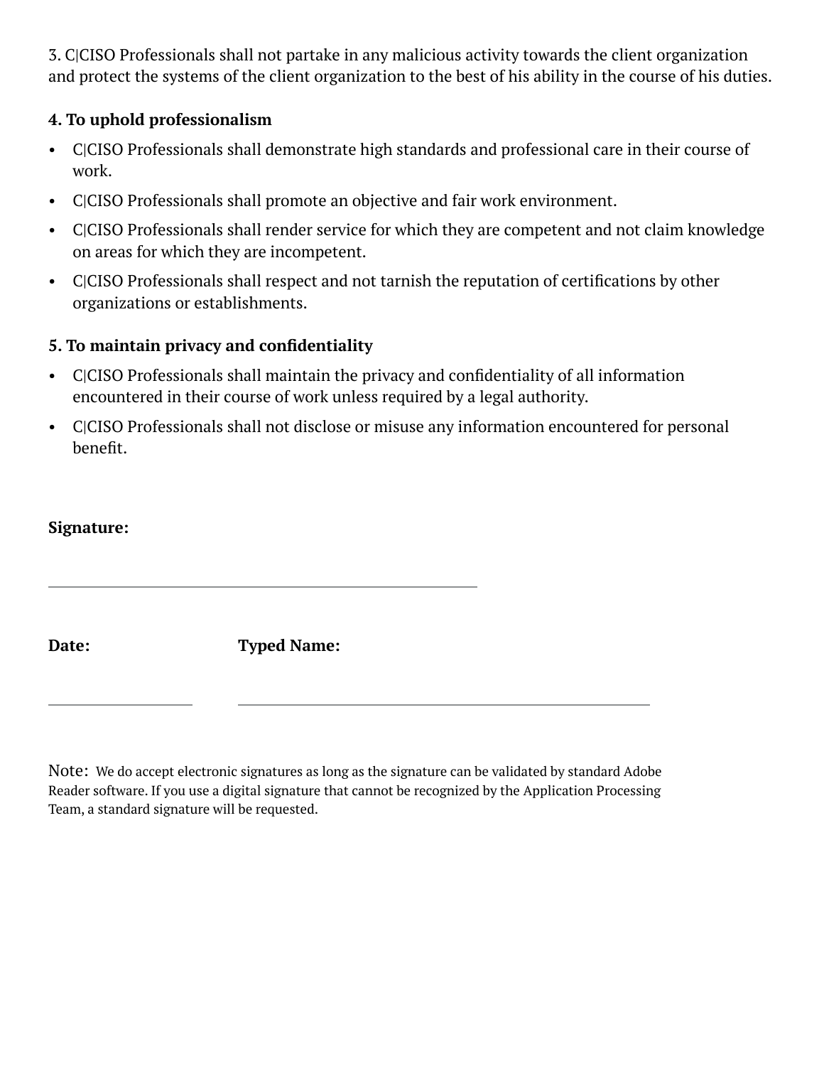3. C|CISO Professionals shall not partake in any malicious activity towards the client organization and protect the systems of the client organization to the best of his ability in the course of his duties.

**4. To uphold professionalism**

- C|CISO Professionals shall demonstrate high standards and professional care in their course of work.
- C|CISO Professionals shall promote an objective and fair work environment.
- C|CISO Professionals shall render service for which they are competent and not claim knowledge on areas for which they are incompetent.
- C|CISO Professionals shall respect and not tarnish the reputation of certifications by other organizations or establishments.

**5. To maintain privacy and confidentiality**

- C|CISO Professionals shall maintain the privacy and confidentiality of all information encountered in their course of work unless required by a legal authority.
- C|CISO Professionals shall not disclose or misuse any information encountered for personal benefit.

**Signature:**

\_\_\_\_\_\_\_\_\_\_\_\_\_\_\_\_\_\_\_\_\_\_\_\_\_\_\_\_\_\_\_\_\_\_\_\_\_\_\_\_

**Date:** \_\_\_\_\_\_\_\_\_\_\_\_\_\_ **Typed Name:** \_\_\_\_\_\_\_\_\_\_\_\_\_\_\_\_\_\_\_\_\_\_\_\_\_\_\_\_\_\_\_\_\_\_\_\_\_\_

Note: We do accept electronic signatures as long as the signature can be validated by standard Adobe Reader software. If you use a digital signature that cannot be recognized by the Application Processing Team, a standard signature will be requested.